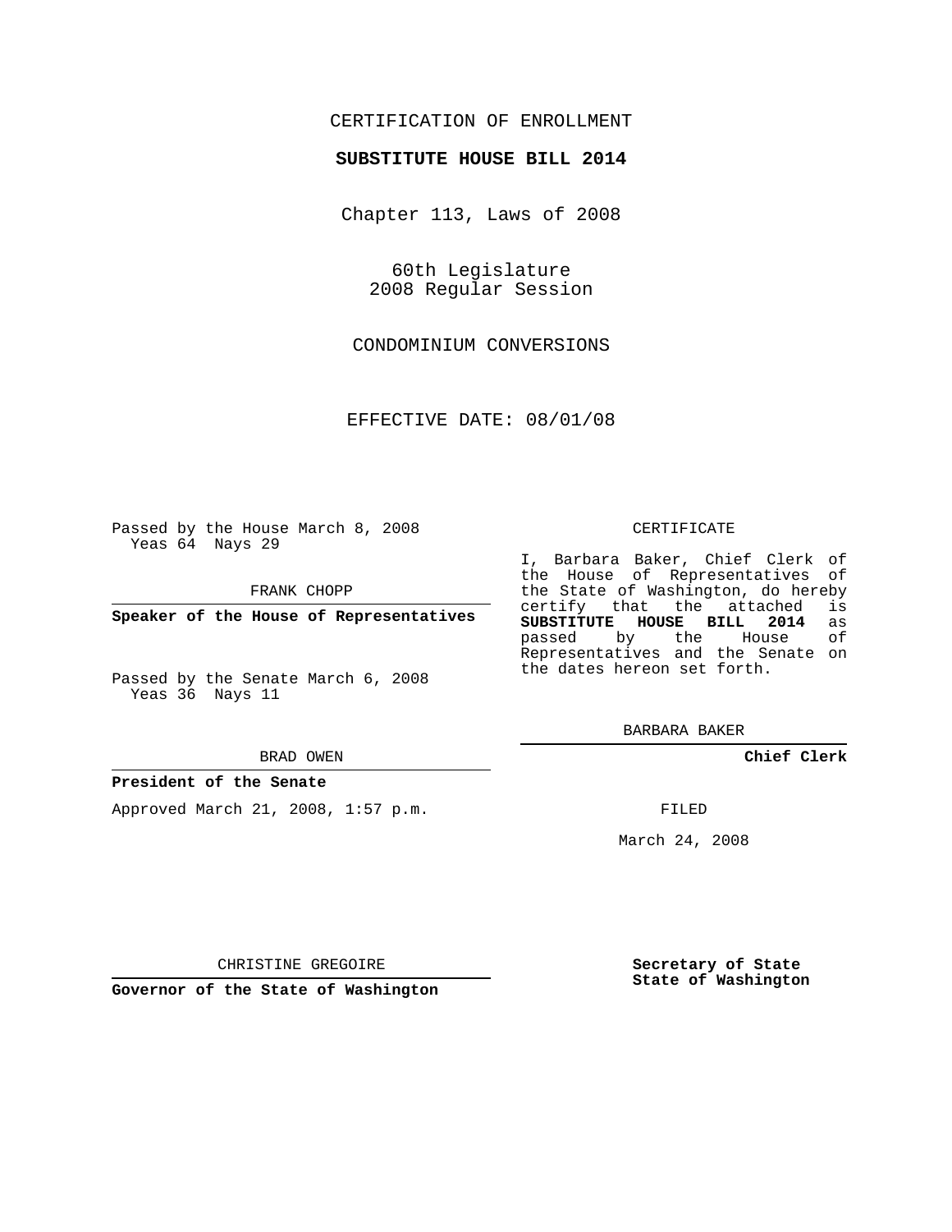CERTIFICATION OF ENROLLMENT

**SUBSTITUTE HOUSE BILL 2014**

Chapter 113, Laws of 2008

60th Legislature
2008 Regular Session

CONDOMINIUM CONVERSIONS

EFFECTIVE DATE: 08/01/08

Passed by the House March 8, 2008
Yeas 64 Nays 29

FRANK CHOPP

**Speaker of the House of Representatives**

Passed by the Senate March 6, 2008
Yeas 36 Nays 11

BRAD OWEN

**President of the Senate**

Approved March 21, 2008, 1:57 p.m.

CHRISTINE GREGOIRE

**Governor of the State of Washington**

CERTIFICATE

I, Barbara Baker, Chief Clerk of the House of Representatives of the State of Washington, do hereby certify that the attached is **SUBSTITUTE HOUSE BILL 2014** as passed by the House of Representatives and the Senate on the dates hereon set forth.

BARBARA BAKER

**Chief Clerk**

FILED

March 24, 2008

**Secretary of State**
**State of Washington**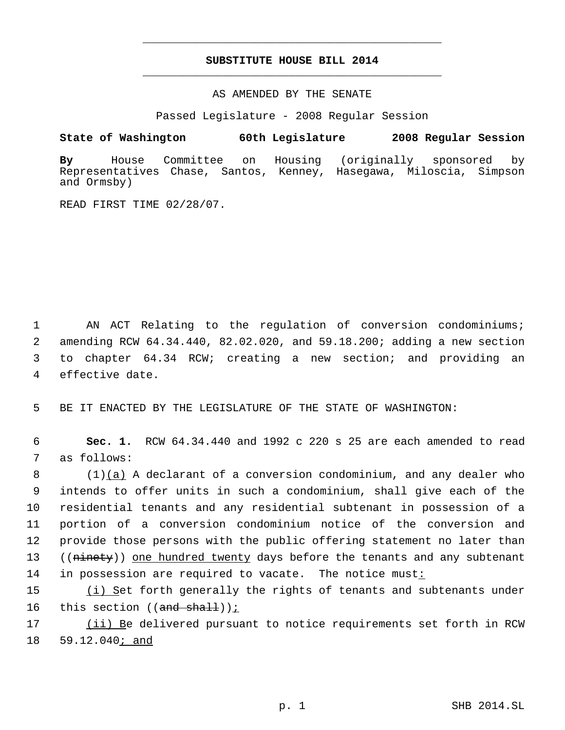**SUBSTITUTE HOUSE BILL 2014**

AS AMENDED BY THE SENATE

Passed Legislature - 2008 Regular Session

**State of Washington 60th Legislature 2008 Regular Session**

**By** House Committee on Housing (originally sponsored by Representatives Chase, Santos, Kenney, Hasegawa, Miloscia, Simpson and Ormsby)

READ FIRST TIME 02/28/07.

1 AN ACT Relating to the regulation of conversion condominiums; 2 amending RCW 64.34.440, 82.02.020, and 59.18.200; adding a new section 3 to chapter 64.34 RCW; creating a new section; and providing an 4 effective date.

5 BE IT ENACTED BY THE LEGISLATURE OF THE STATE OF WASHINGTON:

6 **Sec. 1.** RCW 64.34.440 and 1992 c 220 s 25 are each amended to read 7 as follows:

8 (1)(a) A declarant of a conversion condominium, and any dealer who 9 intends to offer units in such a condominium, shall give each of the 10 residential tenants and any residential subtenant in possession of a 11 portion of a conversion condominium notice of the conversion and 12 provide those persons with the public offering statement no later than 13 ((~~ninety~~)) one hundred twenty days before the tenants and any subtenant 14 in possession are required to vacate. The notice must:

15 (i) Set forth generally the rights of tenants and subtenants under 16 this section ((~~and shall~~));

17 (ii) Be delivered pursuant to notice requirements set forth in RCW 18 59.12.040; and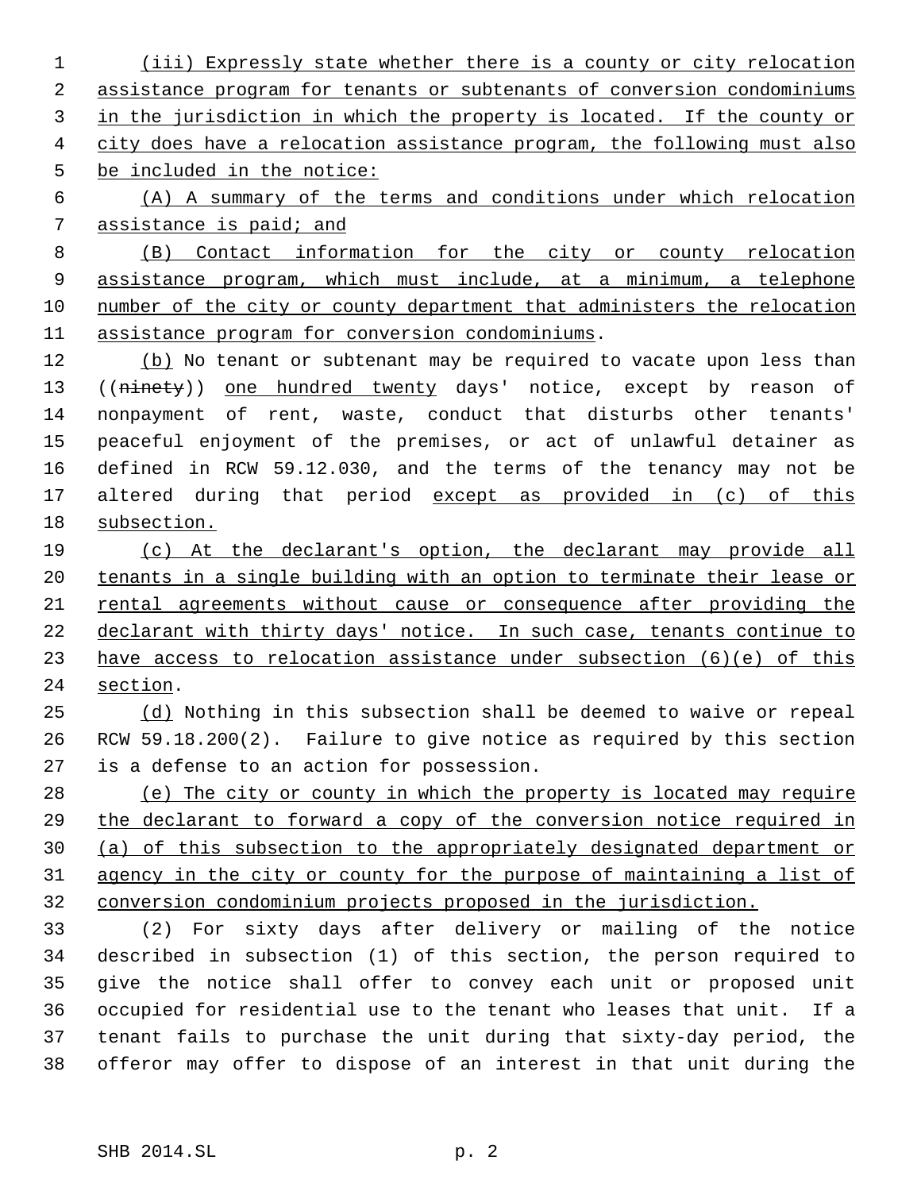(iii) Expressly state whether there is a county or city relocation assistance program for tenants or subtenants of conversion condominiums in the jurisdiction in which the property is located. If the county or city does have a relocation assistance program, the following must also be included in the notice:

(A) A summary of the terms and conditions under which relocation assistance is paid; and

(B) Contact information for the city or county relocation assistance program, which must include, at a minimum, a telephone number of the city or county department that administers the relocation assistance program for conversion condominiums.

(b) No tenant or subtenant may be required to vacate upon less than ((~~ninety~~)) one hundred twenty days' notice, except by reason of nonpayment of rent, waste, conduct that disturbs other tenants' peaceful enjoyment of the premises, or act of unlawful detainer as defined in RCW 59.12.030, and the terms of the tenancy may not be altered during that period except as provided in (c) of this subsection.

(c) At the declarant's option, the declarant may provide all tenants in a single building with an option to terminate their lease or rental agreements without cause or consequence after providing the declarant with thirty days' notice. In such case, tenants continue to have access to relocation assistance under subsection (6)(e) of this section.

(d) Nothing in this subsection shall be deemed to waive or repeal RCW 59.18.200(2). Failure to give notice as required by this section is a defense to an action for possession.

(e) The city or county in which the property is located may require the declarant to forward a copy of the conversion notice required in (a) of this subsection to the appropriately designated department or agency in the city or county for the purpose of maintaining a list of conversion condominium projects proposed in the jurisdiction.

(2) For sixty days after delivery or mailing of the notice described in subsection (1) of this section, the person required to give the notice shall offer to convey each unit or proposed unit occupied for residential use to the tenant who leases that unit. If a tenant fails to purchase the unit during that sixty-day period, the offeror may offer to dispose of an interest in that unit during the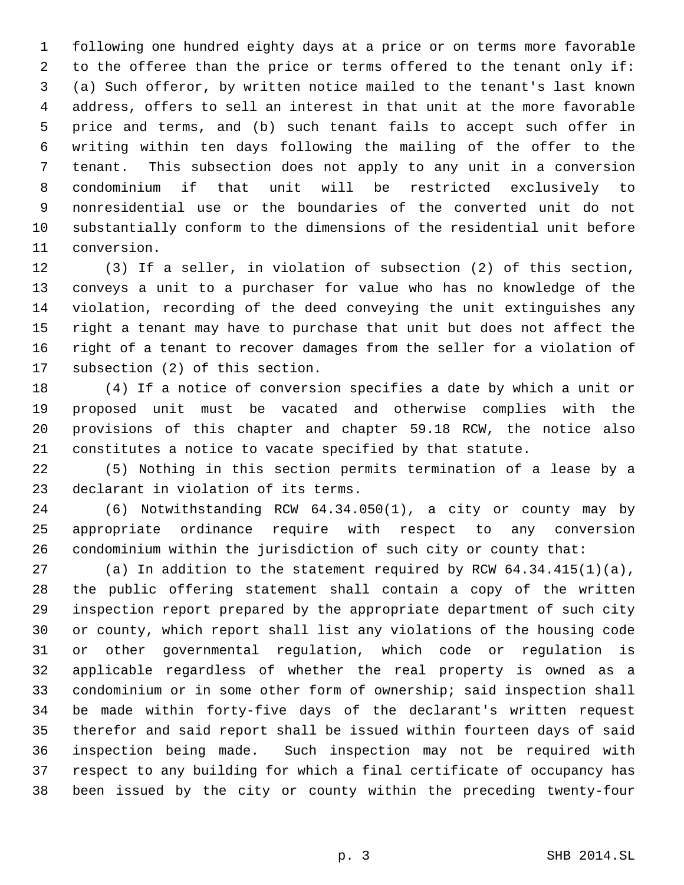following one hundred eighty days at a price or on terms more favorable to the offeree than the price or terms offered to the tenant only if: (a) Such offeror, by written notice mailed to the tenant's last known address, offers to sell an interest in that unit at the more favorable price and terms, and (b) such tenant fails to accept such offer in writing within ten days following the mailing of the offer to the tenant. This subsection does not apply to any unit in a conversion condominium if that unit will be restricted exclusively to nonresidential use or the boundaries of the converted unit do not substantially conform to the dimensions of the residential unit before conversion.

(3) If a seller, in violation of subsection (2) of this section, conveys a unit to a purchaser for value who has no knowledge of the violation, recording of the deed conveying the unit extinguishes any right a tenant may have to purchase that unit but does not affect the right of a tenant to recover damages from the seller for a violation of subsection (2) of this section.

(4) If a notice of conversion specifies a date by which a unit or proposed unit must be vacated and otherwise complies with the provisions of this chapter and chapter 59.18 RCW, the notice also constitutes a notice to vacate specified by that statute.

(5) Nothing in this section permits termination of a lease by a declarant in violation of its terms.

(6) Notwithstanding RCW 64.34.050(1), a city or county may by appropriate ordinance require with respect to any conversion condominium within the jurisdiction of such city or county that:

(a) In addition to the statement required by RCW 64.34.415(1)(a), the public offering statement shall contain a copy of the written inspection report prepared by the appropriate department of such city or county, which report shall list any violations of the housing code or other governmental regulation, which code or regulation is applicable regardless of whether the real property is owned as a condominium or in some other form of ownership; said inspection shall be made within forty-five days of the declarant's written request therefor and said report shall be issued within fourteen days of said inspection being made. Such inspection may not be required with respect to any building for which a final certificate of occupancy has been issued by the city or county within the preceding twenty-four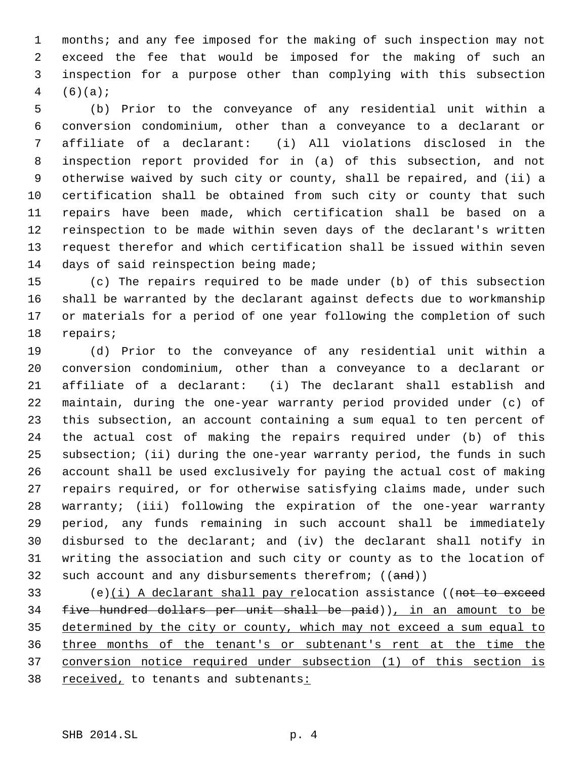months; and any fee imposed for the making of such inspection may not exceed the fee that would be imposed for the making of such an inspection for a purpose other than complying with this subsection (6)(a);

(b) Prior to the conveyance of any residential unit within a conversion condominium, other than a conveyance to a declarant or affiliate of a declarant: (i) All violations disclosed in the inspection report provided for in (a) of this subsection, and not otherwise waived by such city or county, shall be repaired, and (ii) a certification shall be obtained from such city or county that such repairs have been made, which certification shall be based on a reinspection to be made within seven days of the declarant's written request therefor and which certification shall be issued within seven days of said reinspection being made;

(c) The repairs required to be made under (b) of this subsection shall be warranted by the declarant against defects due to workmanship or materials for a period of one year following the completion of such repairs;

(d) Prior to the conveyance of any residential unit within a conversion condominium, other than a conveyance to a declarant or affiliate of a declarant: (i) The declarant shall establish and maintain, during the one-year warranty period provided under (c) of this subsection, an account containing a sum equal to ten percent of the actual cost of making the repairs required under (b) of this subsection; (ii) during the one-year warranty period, the funds in such account shall be used exclusively for paying the actual cost of making repairs required, or for otherwise satisfying claims made, under such warranty; (iii) following the expiration of the one-year warranty period, any funds remaining in such account shall be immediately disbursed to the declarant; and (iv) the declarant shall notify in writing the association and such city or county as to the location of such account and any disbursements therefrom; ((~~and~~))

(e)<u>(i) A declarant shall pay r</u>elocation assistance ((~~not to exceed five hundred dollars per unit shall be paid~~))<u>, in an amount to be determined by the city or county, which may not exceed a sum equal to three months of the tenant's or subtenant's rent at the time the conversion notice required under subsection (1) of this section is received,</u> to tenants and subtenants<u>:</u>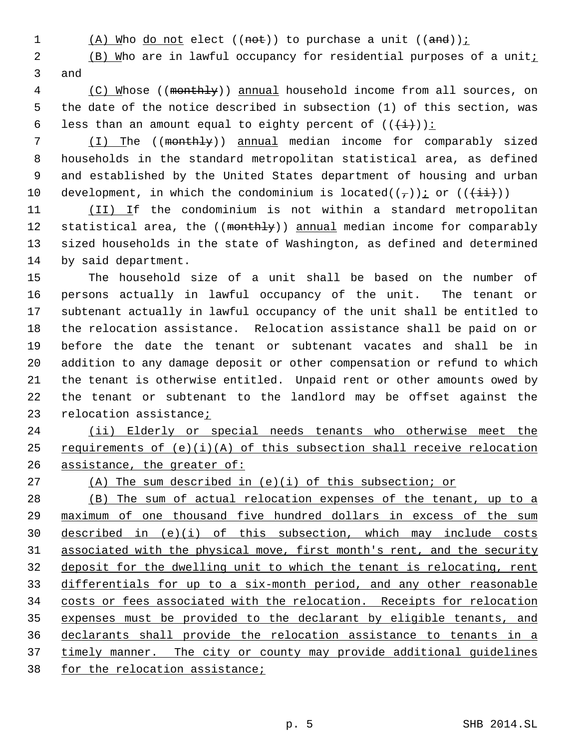(A) Who do not elect ((not)) to purchase a unit ((and));

(B) Who are in lawful occupancy for residential purposes of a unit; and

(C) Whose ((monthly)) annual household income from all sources, on the date of the notice described in subsection (1) of this section, was less than an amount equal to eighty percent of (((i))):

(I) The ((monthly)) annual median income for comparably sized households in the standard metropolitan statistical area, as defined and established by the United States department of housing and urban development, in which the condominium is located((,)); or (((ii)))

(II) If the condominium is not within a standard metropolitan statistical area, the ((monthly)) annual median income for comparably sized households in the state of Washington, as defined and determined by said department.

The household size of a unit shall be based on the number of persons actually in lawful occupancy of the unit. The tenant or subtenant actually in lawful occupancy of the unit shall be entitled to the relocation assistance. Relocation assistance shall be paid on or before the date the tenant or subtenant vacates and shall be in addition to any damage deposit or other compensation or refund to which the tenant is otherwise entitled. Unpaid rent or other amounts owed by the tenant or subtenant to the landlord may be offset against the relocation assistance;

(ii) Elderly or special needs tenants who otherwise meet the requirements of (e)(i)(A) of this subsection shall receive relocation assistance, the greater of:

(A) The sum described in (e)(i) of this subsection; or

(B) The sum of actual relocation expenses of the tenant, up to a maximum of one thousand five hundred dollars in excess of the sum described in (e)(i) of this subsection, which may include costs associated with the physical move, first month's rent, and the security deposit for the dwelling unit to which the tenant is relocating, rent differentials for up to a six-month period, and any other reasonable costs or fees associated with the relocation. Receipts for relocation expenses must be provided to the declarant by eligible tenants, and declarants shall provide the relocation assistance to tenants in a timely manner. The city or county may provide additional guidelines for the relocation assistance;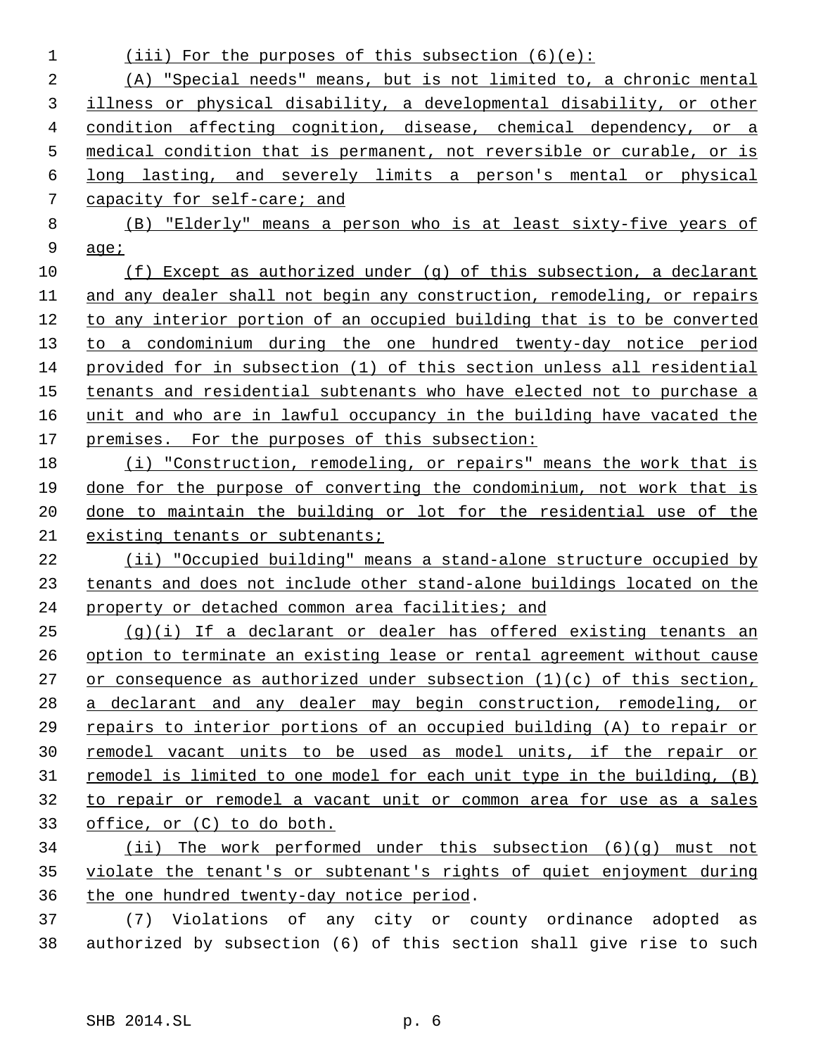(iii) For the purposes of this subsection (6)(e):

(A) "Special needs" means, but is not limited to, a chronic mental illness or physical disability, a developmental disability, or other condition affecting cognition, disease, chemical dependency, or a medical condition that is permanent, not reversible or curable, or is long lasting, and severely limits a person's mental or physical capacity for self-care; and

(B) "Elderly" means a person who is at least sixty-five years of age;

(f) Except as authorized under (g) of this subsection, a declarant and any dealer shall not begin any construction, remodeling, or repairs to any interior portion of an occupied building that is to be converted to a condominium during the one hundred twenty-day notice period provided for in subsection (1) of this section unless all residential tenants and residential subtenants who have elected not to purchase a unit and who are in lawful occupancy in the building have vacated the premises. For the purposes of this subsection:

(i) "Construction, remodeling, or repairs" means the work that is done for the purpose of converting the condominium, not work that is done to maintain the building or lot for the residential use of the existing tenants or subtenants;

(ii) "Occupied building" means a stand-alone structure occupied by tenants and does not include other stand-alone buildings located on the property or detached common area facilities; and

(g)(i) If a declarant or dealer has offered existing tenants an option to terminate an existing lease or rental agreement without cause or consequence as authorized under subsection (1)(c) of this section, a declarant and any dealer may begin construction, remodeling, or repairs to interior portions of an occupied building (A) to repair or remodel vacant units to be used as model units, if the repair or remodel is limited to one model for each unit type in the building, (B) to repair or remodel a vacant unit or common area for use as a sales office, or (C) to do both.

(ii) The work performed under this subsection (6)(g) must not violate the tenant's or subtenant's rights of quiet enjoyment during the one hundred twenty-day notice period.

(7) Violations of any city or county ordinance adopted as authorized by subsection (6) of this section shall give rise to such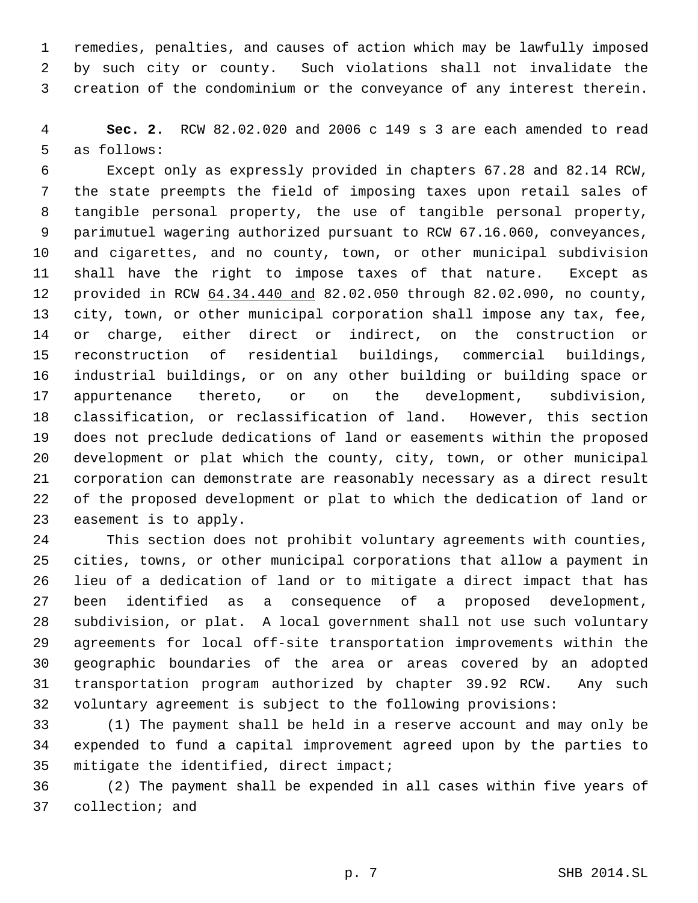remedies, penalties, and causes of action which may be lawfully imposed by such city or county. Such violations shall not invalidate the creation of the condominium or the conveyance of any interest therein.

**Sec. 2.** RCW 82.02.020 and 2006 c 149 s 3 are each amended to read as follows:

Except only as expressly provided in chapters 67.28 and 82.14 RCW, the state preempts the field of imposing taxes upon retail sales of tangible personal property, the use of tangible personal property, parimutuel wagering authorized pursuant to RCW 67.16.060, conveyances, and cigarettes, and no county, town, or other municipal subdivision shall have the right to impose taxes of that nature. Except as provided in RCW <u>64.34.440 and</u> 82.02.050 through 82.02.090, no county, city, town, or other municipal corporation shall impose any tax, fee, or charge, either direct or indirect, on the construction or reconstruction of residential buildings, commercial buildings, industrial buildings, or on any other building or building space or appurtenance thereto, or on the development, subdivision, classification, or reclassification of land. However, this section does not preclude dedications of land or easements within the proposed development or plat which the county, city, town, or other municipal corporation can demonstrate are reasonably necessary as a direct result of the proposed development or plat to which the dedication of land or easement is to apply.

This section does not prohibit voluntary agreements with counties, cities, towns, or other municipal corporations that allow a payment in lieu of a dedication of land or to mitigate a direct impact that has been identified as a consequence of a proposed development, subdivision, or plat. A local government shall not use such voluntary agreements for local off-site transportation improvements within the geographic boundaries of the area or areas covered by an adopted transportation program authorized by chapter 39.92 RCW. Any such voluntary agreement is subject to the following provisions:

(1) The payment shall be held in a reserve account and may only be expended to fund a capital improvement agreed upon by the parties to mitigate the identified, direct impact;

(2) The payment shall be expended in all cases within five years of collection; and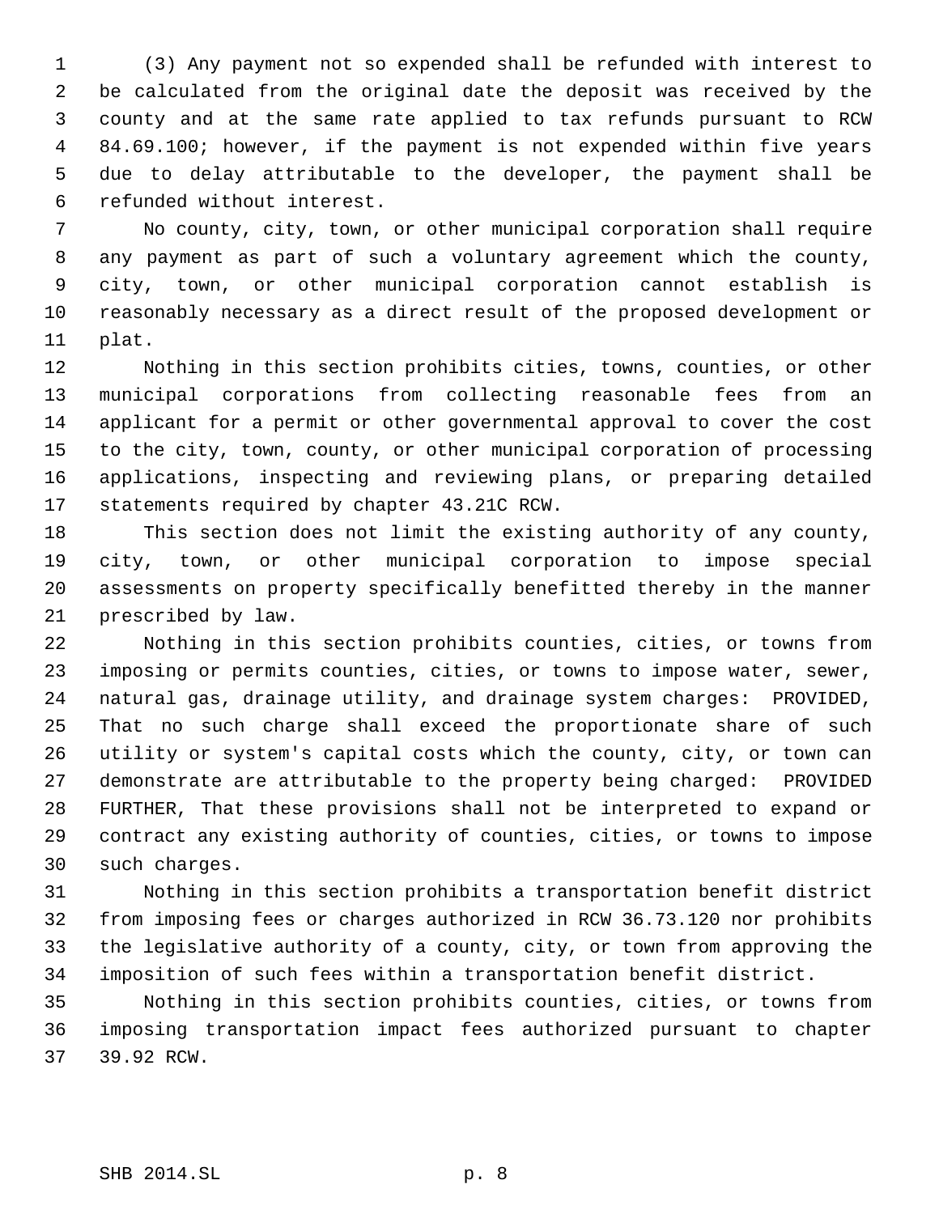(3) Any payment not so expended shall be refunded with interest to be calculated from the original date the deposit was received by the county and at the same rate applied to tax refunds pursuant to RCW 84.69.100; however, if the payment is not expended within five years due to delay attributable to the developer, the payment shall be refunded without interest.

No county, city, town, or other municipal corporation shall require any payment as part of such a voluntary agreement which the county, city, town, or other municipal corporation cannot establish is reasonably necessary as a direct result of the proposed development or plat.

Nothing in this section prohibits cities, towns, counties, or other municipal corporations from collecting reasonable fees from an applicant for a permit or other governmental approval to cover the cost to the city, town, county, or other municipal corporation of processing applications, inspecting and reviewing plans, or preparing detailed statements required by chapter 43.21C RCW.

This section does not limit the existing authority of any county, city, town, or other municipal corporation to impose special assessments on property specifically benefitted thereby in the manner prescribed by law.

Nothing in this section prohibits counties, cities, or towns from imposing or permits counties, cities, or towns to impose water, sewer, natural gas, drainage utility, and drainage system charges: PROVIDED, That no such charge shall exceed the proportionate share of such utility or system's capital costs which the county, city, or town can demonstrate are attributable to the property being charged: PROVIDED FURTHER, That these provisions shall not be interpreted to expand or contract any existing authority of counties, cities, or towns to impose such charges.

Nothing in this section prohibits a transportation benefit district from imposing fees or charges authorized in RCW 36.73.120 nor prohibits the legislative authority of a county, city, or town from approving the imposition of such fees within a transportation benefit district.

Nothing in this section prohibits counties, cities, or towns from imposing transportation impact fees authorized pursuant to chapter 39.92 RCW.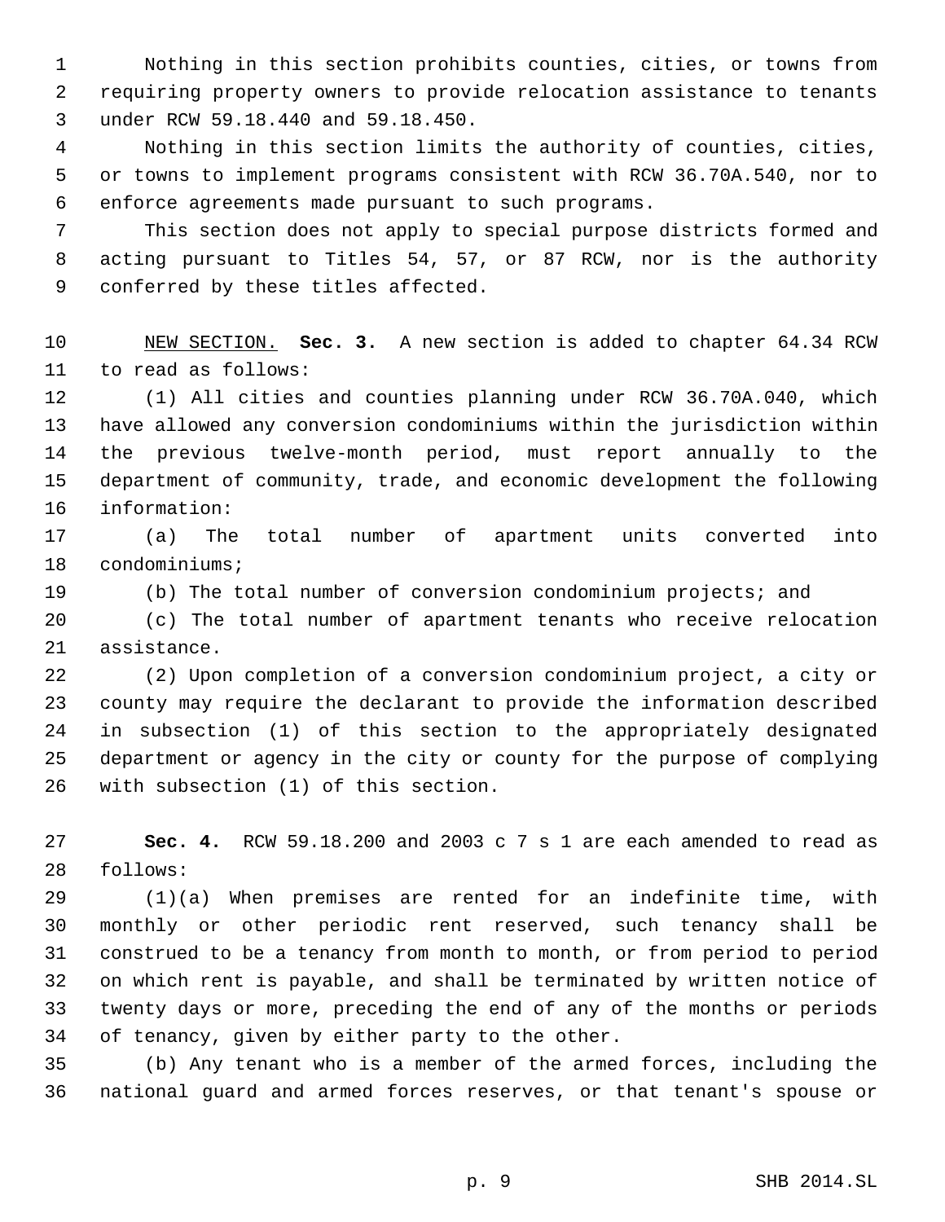Nothing in this section prohibits counties, cities, or towns from requiring property owners to provide relocation assistance to tenants under RCW 59.18.440 and 59.18.450.

Nothing in this section limits the authority of counties, cities, or towns to implement programs consistent with RCW 36.70A.540, nor to enforce agreements made pursuant to such programs.

This section does not apply to special purpose districts formed and acting pursuant to Titles 54, 57, or 87 RCW, nor is the authority conferred by these titles affected.

NEW SECTION. **Sec. 3.** A new section is added to chapter 64.34 RCW to read as follows:

(1) All cities and counties planning under RCW 36.70A.040, which have allowed any conversion condominiums within the jurisdiction within the previous twelve-month period, must report annually to the department of community, trade, and economic development the following information:

(a) The total number of apartment units converted into condominiums;

(b) The total number of conversion condominium projects; and

(c) The total number of apartment tenants who receive relocation assistance.

(2) Upon completion of a conversion condominium project, a city or county may require the declarant to provide the information described in subsection (1) of this section to the appropriately designated department or agency in the city or county for the purpose of complying with subsection (1) of this section.

**Sec. 4.** RCW 59.18.200 and 2003 c 7 s 1 are each amended to read as follows:

(1)(a) When premises are rented for an indefinite time, with monthly or other periodic rent reserved, such tenancy shall be construed to be a tenancy from month to month, or from period to period on which rent is payable, and shall be terminated by written notice of twenty days or more, preceding the end of any of the months or periods of tenancy, given by either party to the other.

(b) Any tenant who is a member of the armed forces, including the national guard and armed forces reserves, or that tenant's spouse or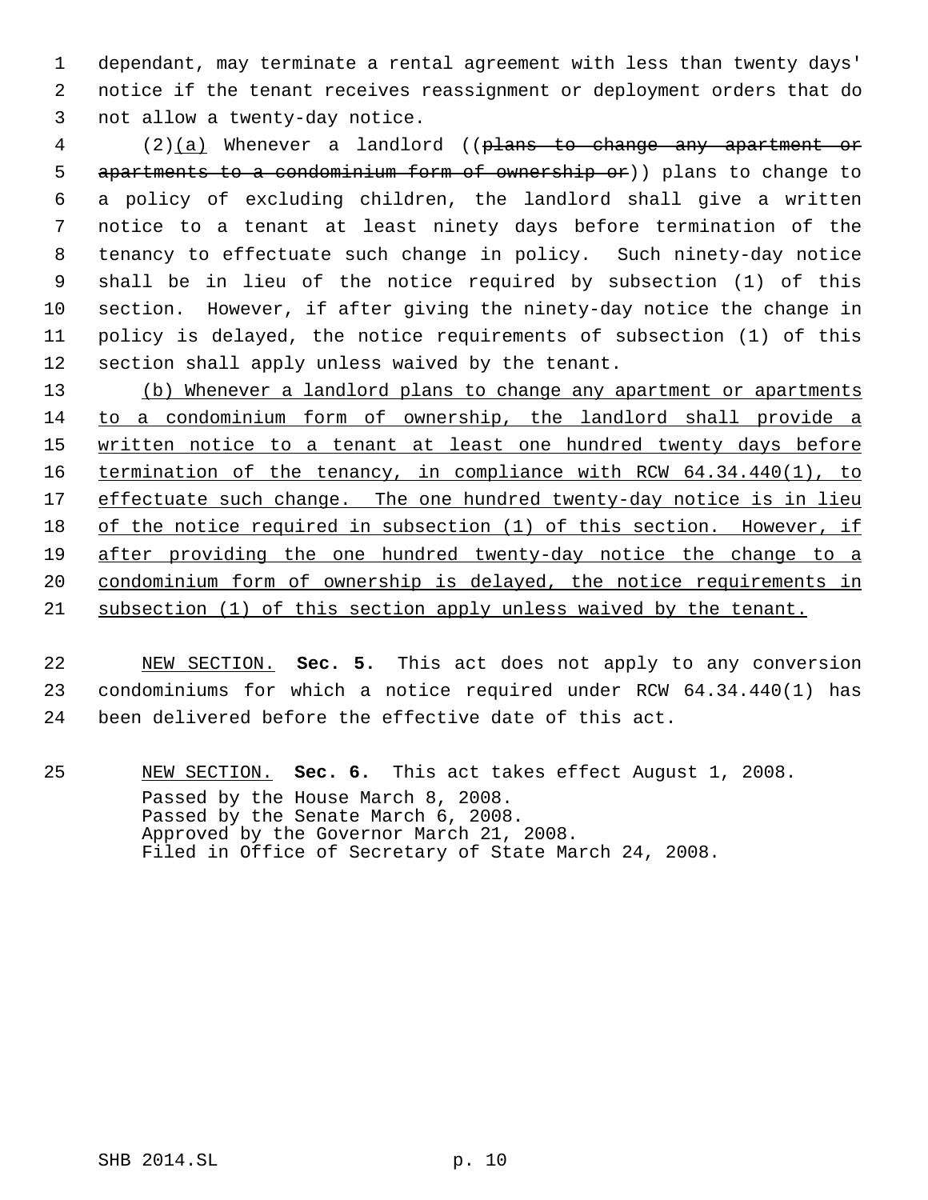dependant, may terminate a rental agreement with less than twenty days' notice if the tenant receives reassignment or deployment orders that do not allow a twenty-day notice.

(2)<u>(a)</u> Whenever a landlord ((~~plans to change any apartment or apartments to a condominium form of ownership or~~)) plans to change to a policy of excluding children, the landlord shall give a written notice to a tenant at least ninety days before termination of the tenancy to effectuate such change in policy. Such ninety-day notice shall be in lieu of the notice required by subsection (1) of this section. However, if after giving the ninety-day notice the change in policy is delayed, the notice requirements of subsection (1) of this section shall apply unless waived by the tenant.

<u>(b) Whenever a landlord plans to change any apartment or apartments to a condominium form of ownership, the landlord shall provide a written notice to a tenant at least one hundred twenty days before termination of the tenancy, in compliance with RCW 64.34.440(1), to effectuate such change. The one hundred twenty-day notice is in lieu of the notice required in subsection (1) of this section. However, if after providing the one hundred twenty-day notice the change to a condominium form of ownership is delayed, the notice requirements in subsection (1) of this section apply unless waived by the tenant.</u>

<u>NEW SECTION.</u> **Sec. 5.** This act does not apply to any conversion condominiums for which a notice required under RCW 64.34.440(1) has been delivered before the effective date of this act.

<u>NEW SECTION.</u> **Sec. 6.** This act takes effect August 1, 2008.

Passed by the House March 8, 2008.
Passed by the Senate March 6, 2008.
Approved by the Governor March 21, 2008.
Filed in Office of Secretary of State March 24, 2008.